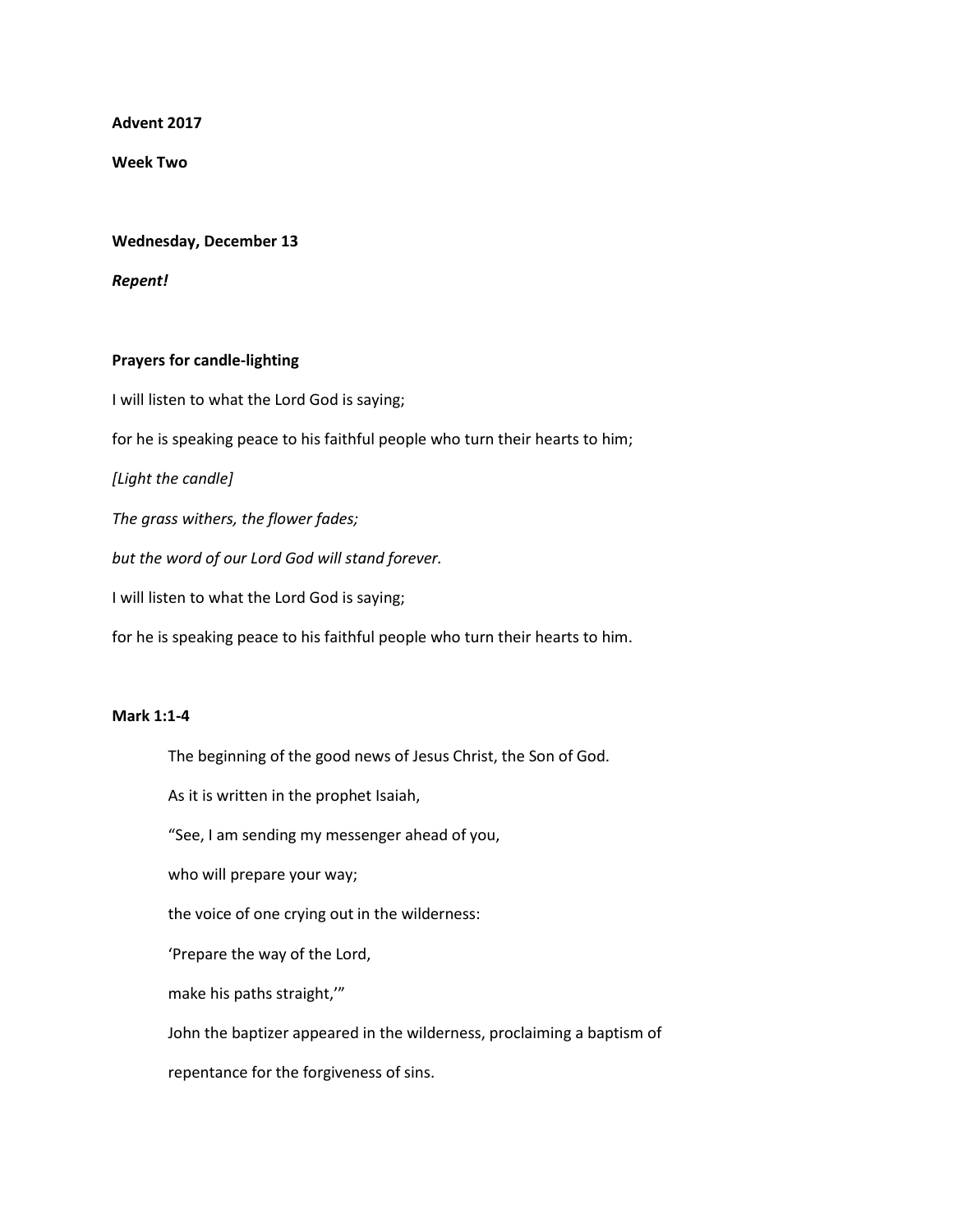**Advent 2017**

**Week Two**

**Wednesday, December 13**

***Repent!***

**Prayers for candle-lighting**

I will listen to what the Lord God is saying;

for he is speaking peace to his faithful people who turn their hearts to him;

*[Light the candle]*

*The grass withers, the flower fades;*

*but the word of our Lord God will stand forever.*

I will listen to what the Lord God is saying;

for he is speaking peace to his faithful people who turn their hearts to him.

**Mark 1:1-4**

> The beginning of the good news of Jesus Christ, the Son of God.
>
> As it is written in the prophet Isaiah,
>
> "See, I am sending my messenger ahead of you,
>
> who will prepare your way;
>
> the voice of one crying out in the wilderness:
>
> 'Prepare the way of the Lord,
>
> make his paths straight,'"
>
> John the baptizer appeared in the wilderness, proclaiming a baptism of repentance for the forgiveness of sins.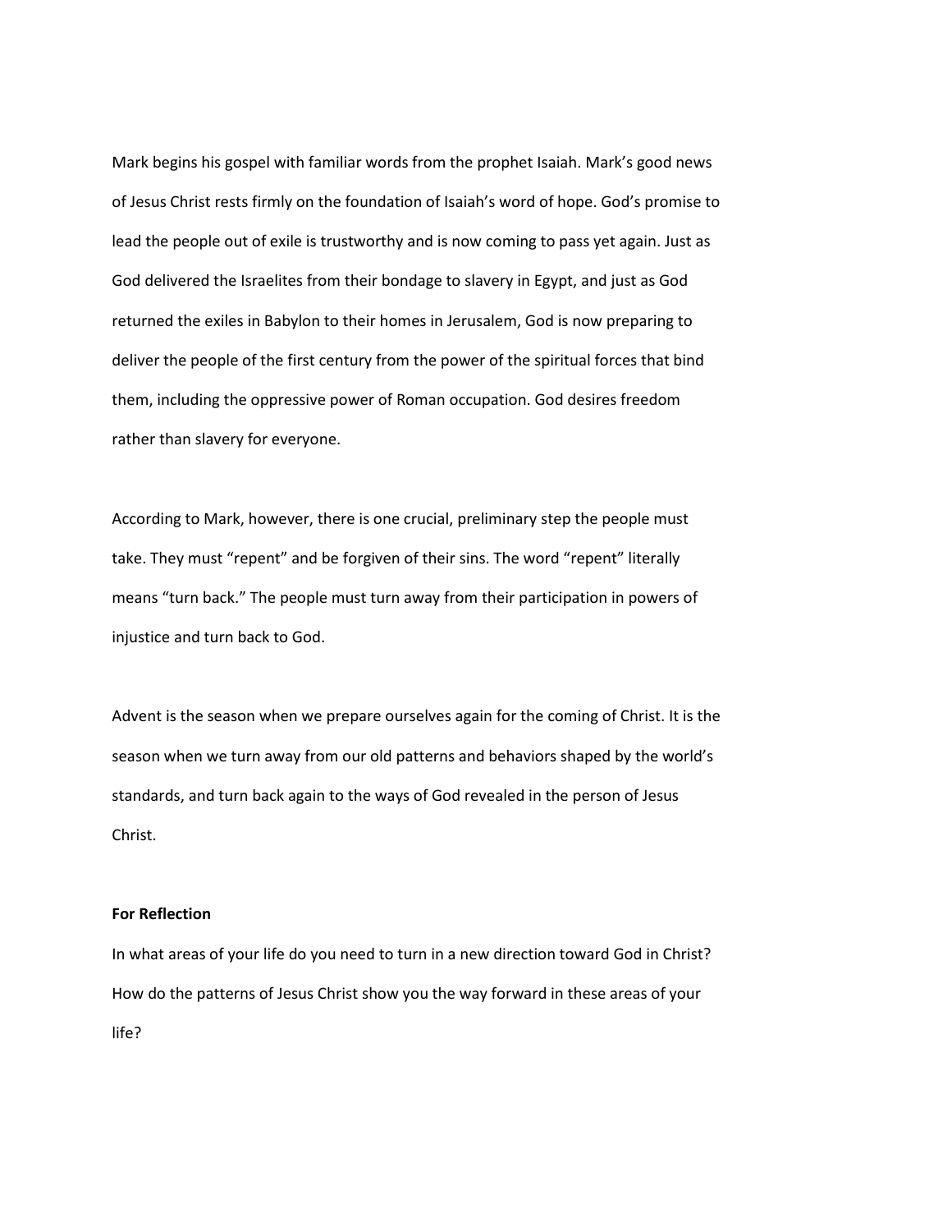Mark begins his gospel with familiar words from the prophet Isaiah. Mark's good news of Jesus Christ rests firmly on the foundation of Isaiah's word of hope. God's promise to lead the people out of exile is trustworthy and is now coming to pass yet again. Just as God delivered the Israelites from their bondage to slavery in Egypt, and just as God returned the exiles in Babylon to their homes in Jerusalem, God is now preparing to deliver the people of the first century from the power of the spiritual forces that bind them, including the oppressive power of Roman occupation. God desires freedom rather than slavery for everyone.

According to Mark, however, there is one crucial, preliminary step the people must take. They must "repent" and be forgiven of their sins. The word "repent" literally means "turn back." The people must turn away from their participation in powers of injustice and turn back to God.

Advent is the season when we prepare ourselves again for the coming of Christ. It is the season when we turn away from our old patterns and behaviors shaped by the world's standards, and turn back again to the ways of God revealed in the person of Jesus Christ.

**For Reflection**

In what areas of your life do you need to turn in a new direction toward God in Christ? How do the patterns of Jesus Christ show you the way forward in these areas of your life?